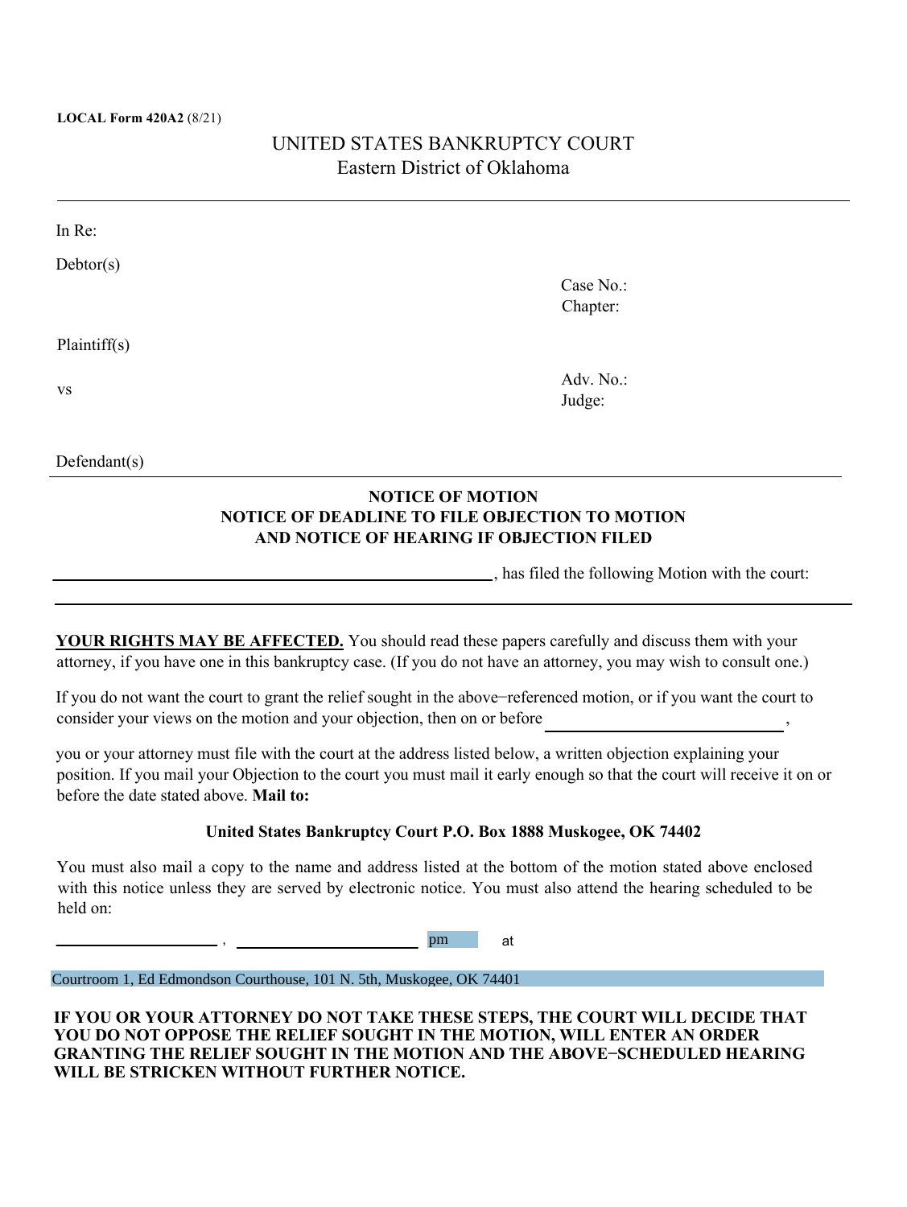**LOCAL Form 420A2** (8/21)

UNITED STATES BANKRUPTCY COURT
Eastern District of Oklahoma

---

In Re:

Debtor(s)

Case No.:
Chapter:

Plaintiff(s)

vs

Adv. No.:
Judge:

Defendant(s)

---

**NOTICE OF MOTION**
**NOTICE OF DEADLINE TO FILE OBJECTION TO MOTION**
**AND NOTICE OF HEARING IF OBJECTION FILED**

______________________________________________________, has filed the following Motion with the court:

______________________________________________________________________________________

**YOUR RIGHTS MAY BE AFFECTED.** You should read these papers carefully and discuss them with your attorney, if you have one in this bankruptcy case. (If you do not have an attorney, you may wish to consult one.)

If you do not want the court to grant the relief sought in the above−referenced motion, or if you want the court to consider your views on the motion and your objection, then on or before ____________________________,

you or your attorney must file with the court at the address listed below, a written objection explaining your position. If you mail your Objection to the court you must mail it early enough so that the court will receive it on or before the date stated above. **Mail to:**

**United States Bankruptcy Court P.O. Box 1888 Muskogee, OK 74402**

You must also mail a copy to the name and address listed at the bottom of the motion stated above enclosed with this notice unless they are served by electronic notice. You must also attend the hearing scheduled to be held on:

____________________ , ______________________ pm at

Courtroom 1, Ed Edmondson Courthouse, 101 N. 5th, Muskogee, OK 74401

**IF YOU OR YOUR ATTORNEY DO NOT TAKE THESE STEPS, THE COURT WILL DECIDE THAT YOU DO NOT OPPOSE THE RELIEF SOUGHT IN THE MOTION, WILL ENTER AN ORDER GRANTING THE RELIEF SOUGHT IN THE MOTION AND THE ABOVE−SCHEDULED HEARING WILL BE STRICKEN WITHOUT FURTHER NOTICE.**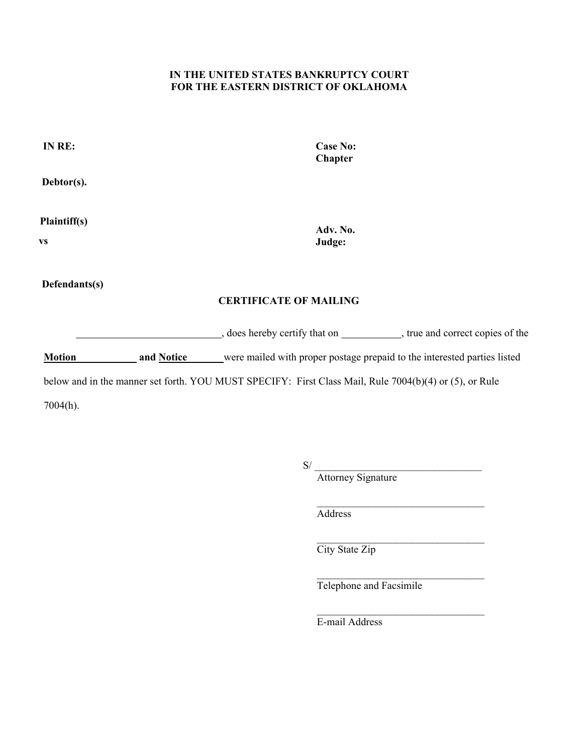**IN THE UNITED STATES BANKRUPTCY COURT**
**FOR THE EASTERN DISTRICT OF OKLAHOMA**

**IN RE:** **Case No:**
**Chapter**

**Debtor(s).**

**Plaintiff(s)**

**vs** **Adv. No.**
**Judge:**

**Defendants(s)**

**CERTIFICATE OF MAILING**

\_\_\_\_\_\_\_\_\_\_\_\_\_\_\_\_\_\_\_\_\_\_\_\_\_\_\_\_, does hereby certify that on \_\_\_\_\_\_\_\_\_\_\_\_, true and correct copies of the **Motion** \_\_\_\_\_\_\_\_\_\_\_\_ **and Notice** \_\_\_\_\_\_\_ were mailed with proper postage prepaid to the interested parties listed below and in the manner set forth. YOU MUST SPECIFY: First Class Mail, Rule 7004(b)(4) or (5), or Rule 7004(h).

S/ \_\_\_\_\_\_\_\_\_\_\_\_\_\_\_\_\_\_\_\_\_\_\_\_\_\_\_\_\_\_\_\_
Attorney Signature

\_\_\_\_\_\_\_\_\_\_\_\_\_\_\_\_\_\_\_\_\_\_\_\_\_\_\_\_\_\_\_\_\_\_
Address

\_\_\_\_\_\_\_\_\_\_\_\_\_\_\_\_\_\_\_\_\_\_\_\_\_\_\_\_\_\_\_\_\_\_
City State Zip

\_\_\_\_\_\_\_\_\_\_\_\_\_\_\_\_\_\_\_\_\_\_\_\_\_\_\_\_\_\_\_\_\_\_
Telephone and Facsimile

\_\_\_\_\_\_\_\_\_\_\_\_\_\_\_\_\_\_\_\_\_\_\_\_\_\_\_\_\_\_\_\_\_\_
E-mail Address